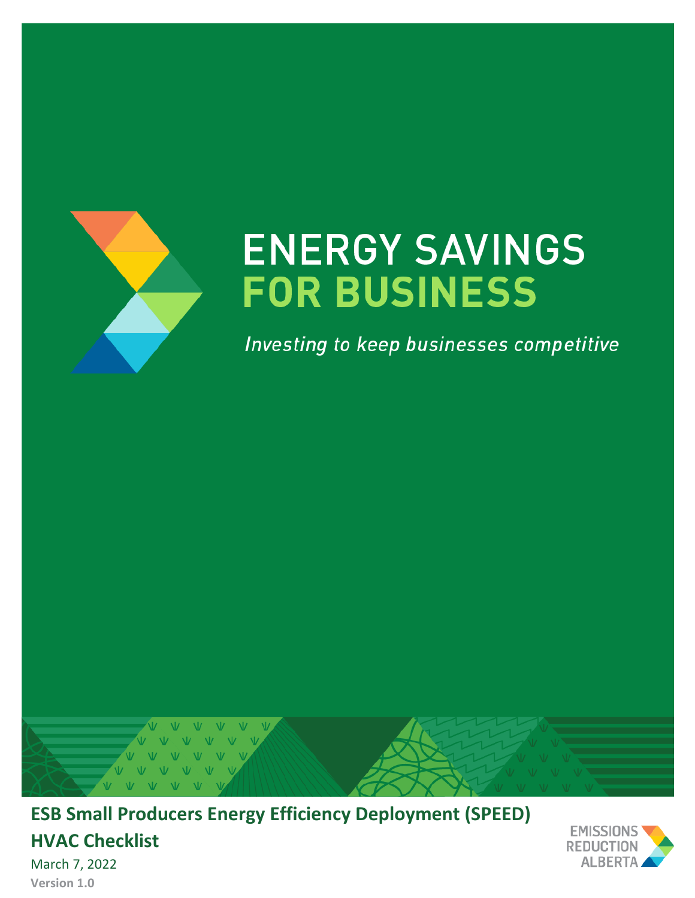# ENERGY SAVINGS FOR BUSINESS

*Investing to keep businesses competitive*

**ESB Small Producers Energy Efficiency Deployment (SPEED)**

**HVAC Checklist**

March 7, 2022

**Version 1.0**

EMISSIONS REDUCTION ALBERTA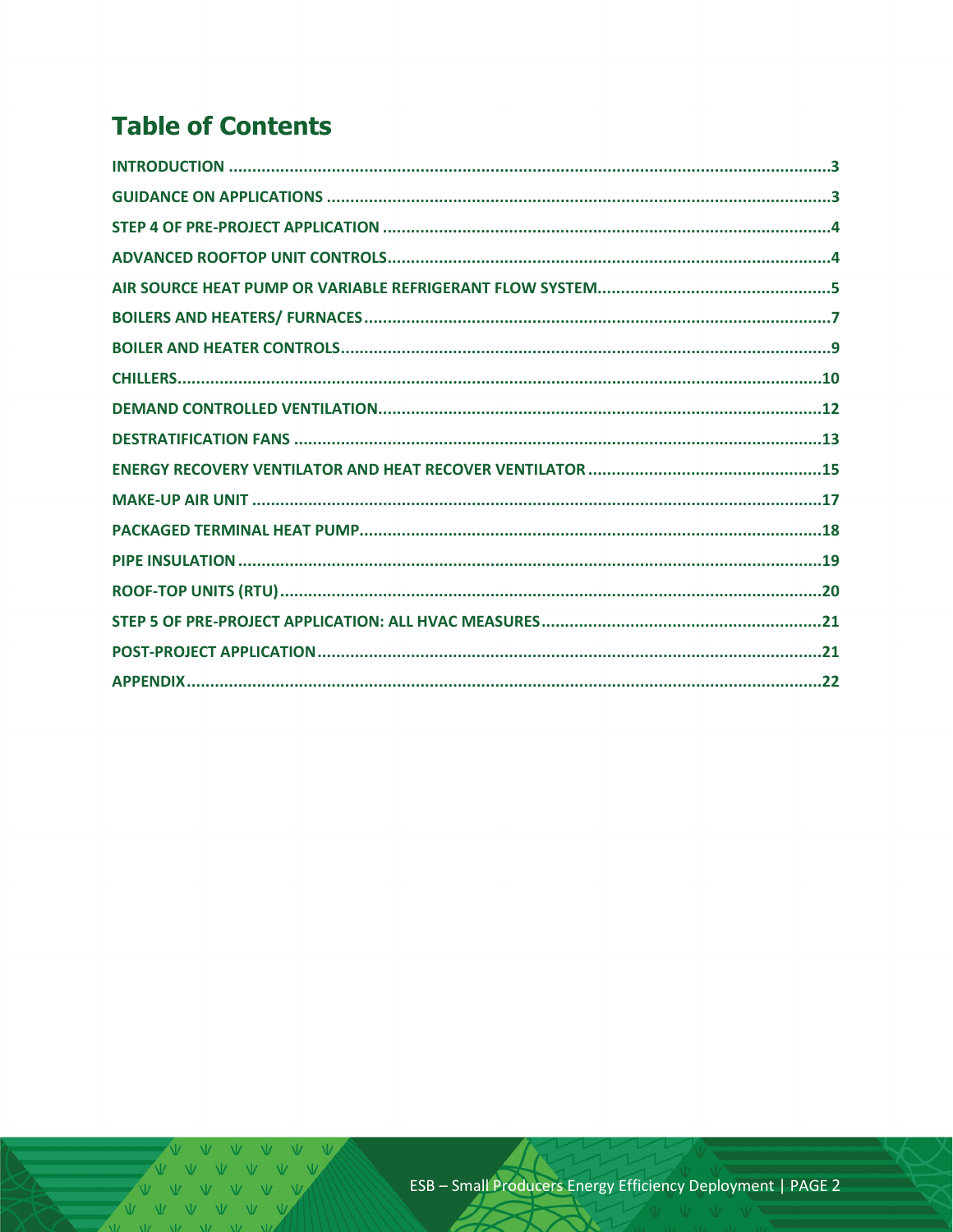# Table of Contents

- INTRODUCTION ..... 3
- GUIDANCE ON APPLICATIONS ..... 3
- STEP 4 OF PRE-PROJECT APPLICATION ..... 4
- ADVANCED ROOFTOP UNIT CONTROLS ..... 4
- AIR SOURCE HEAT PUMP OR VARIABLE REFRIGERANT FLOW SYSTEM ..... 5
- BOILERS AND HEATERS/ FURNACES ..... 7
- BOILER AND HEATER CONTROLS ..... 9
- CHILLERS ..... 10
- DEMAND CONTROLLED VENTILATION ..... 12
- DESTRATIFICATION FANS ..... 13
- ENERGY RECOVERY VENTILATOR AND HEAT RECOVER VENTILATOR ..... 15
- MAKE-UP AIR UNIT ..... 17
- PACKAGED TERMINAL HEAT PUMP ..... 18
- PIPE INSULATION ..... 19
- ROOF-TOP UNITS (RTU) ..... 20
- STEP 5 OF PRE-PROJECT APPLICATION: ALL HVAC MEASURES ..... 21
- POST-PROJECT APPLICATION ..... 21
- APPENDIX ..... 22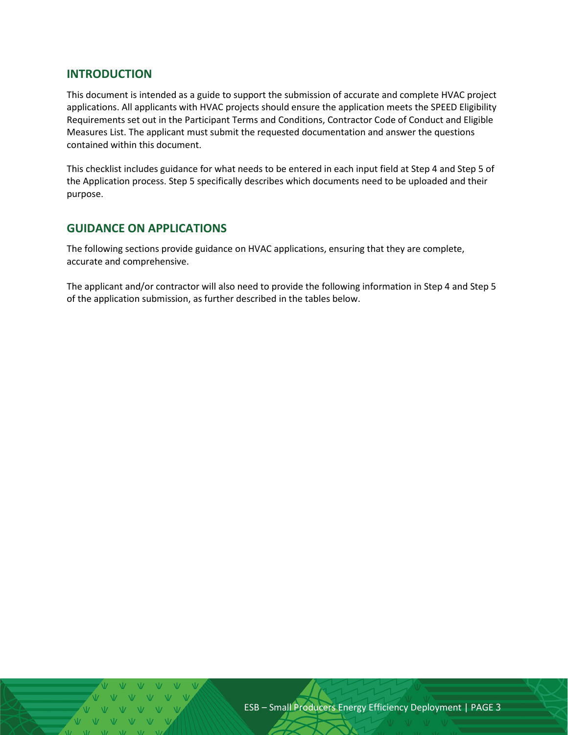## INTRODUCTION

This document is intended as a guide to support the submission of accurate and complete HVAC project applications. All applicants with HVAC projects should ensure the application meets the SPEED Eligibility Requirements set out in the Participant Terms and Conditions, Contractor Code of Conduct and Eligible Measures List. The applicant must submit the requested documentation and answer the questions contained within this document.

This checklist includes guidance for what needs to be entered in each input field at Step 4 and Step 5 of the Application process. Step 5 specifically describes which documents need to be uploaded and their purpose.

## GUIDANCE ON APPLICATIONS

The following sections provide guidance on HVAC applications, ensuring that they are complete, accurate and comprehensive.

The applicant and/or contractor will also need to provide the following information in Step 4 and Step 5 of the application submission, as further described in the tables below.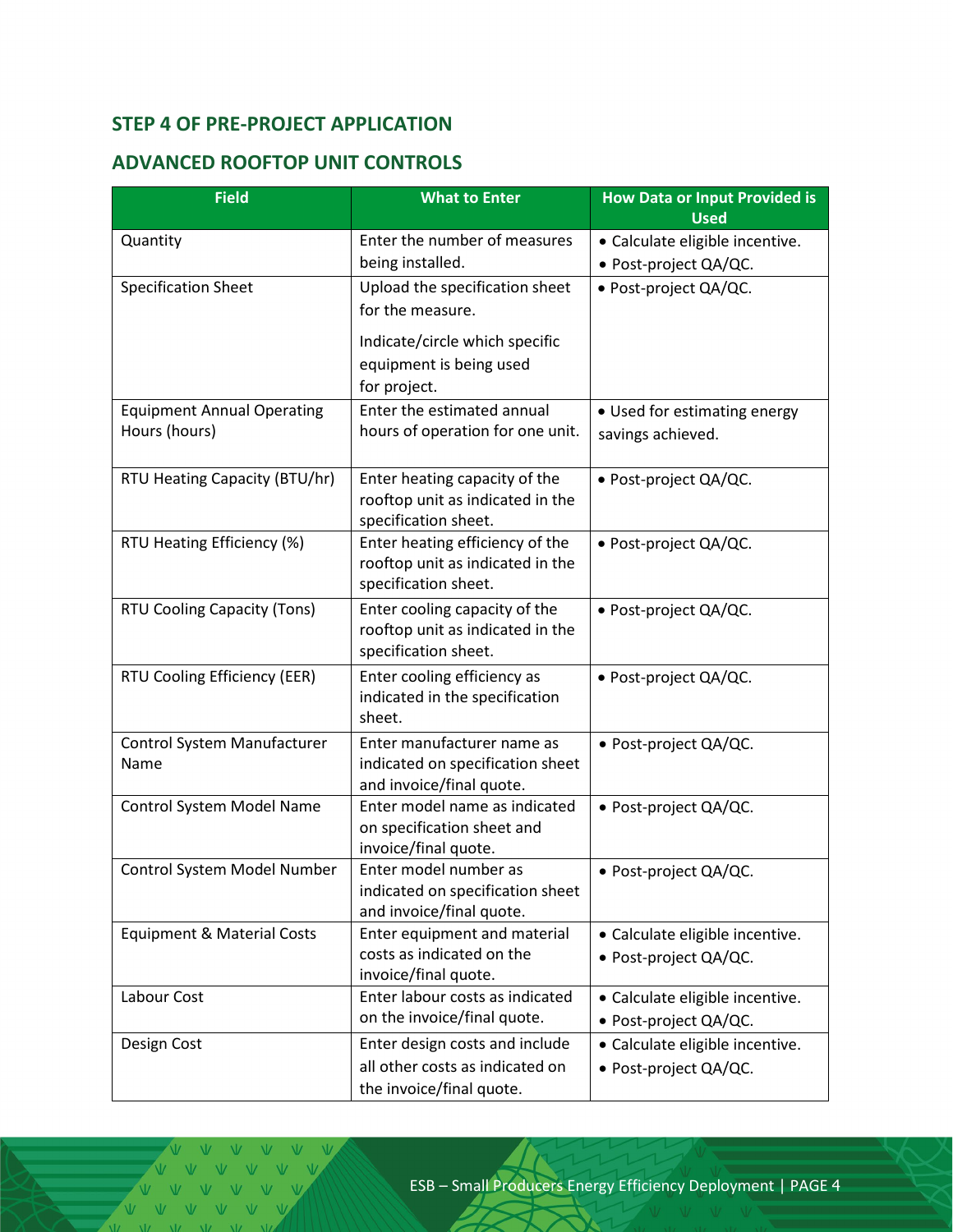## STEP 4 OF PRE-PROJECT APPLICATION

## ADVANCED ROOFTOP UNIT CONTROLS

| Field | What to Enter | How Data or Input Provided is Used |
| --- | --- | --- |
| Quantity | Enter the number of measures being installed. | • Calculate eligible incentive.<br>• Post-project QA/QC. |
| Specification Sheet | Upload the specification sheet for the measure.<br><br>Indicate/circle which specific equipment is being used for project. | • Post-project QA/QC. |
| Equipment Annual Operating Hours (hours) | Enter the estimated annual hours of operation for one unit. | • Used for estimating energy savings achieved. |
| RTU Heating Capacity (BTU/hr) | Enter heating capacity of the rooftop unit as indicated in the specification sheet. | • Post-project QA/QC. |
| RTU Heating Efficiency (%) | Enter heating efficiency of the rooftop unit as indicated in the specification sheet. | • Post-project QA/QC. |
| RTU Cooling Capacity (Tons) | Enter cooling capacity of the rooftop unit as indicated in the specification sheet. | • Post-project QA/QC. |
| RTU Cooling Efficiency (EER) | Enter cooling efficiency as indicated in the specification sheet. | • Post-project QA/QC. |
| Control System Manufacturer Name | Enter manufacturer name as indicated on specification sheet and invoice/final quote. | • Post-project QA/QC. |
| Control System Model Name | Enter model name as indicated on specification sheet and invoice/final quote. | • Post-project QA/QC. |
| Control System Model Number | Enter model number as indicated on specification sheet and invoice/final quote. | • Post-project QA/QC. |
| Equipment & Material Costs | Enter equipment and material costs as indicated on the invoice/final quote. | • Calculate eligible incentive.<br>• Post-project QA/QC. |
| Labour Cost | Enter labour costs as indicated on the invoice/final quote. | • Calculate eligible incentive.<br>• Post-project QA/QC. |
| Design Cost | Enter design costs and include all other costs as indicated on the invoice/final quote. | • Calculate eligible incentive.<br>• Post-project QA/QC. |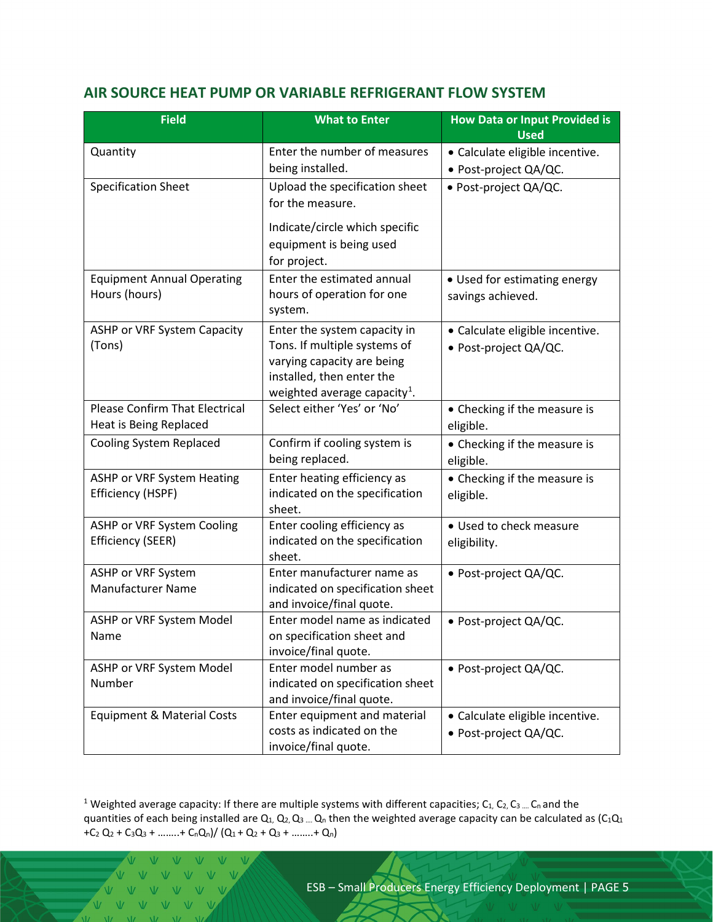## AIR SOURCE HEAT PUMP OR VARIABLE REFRIGERANT FLOW SYSTEM

| Field | What to Enter | How Data or Input Provided is Used |
| --- | --- | --- |
| Quantity | Enter the number of measures being installed. | • Calculate eligible incentive.<br>• Post-project QA/QC. |
| Specification Sheet | Upload the specification sheet for the measure.<br><br>Indicate/circle which specific equipment is being used for project. | • Post-project QA/QC. |
| Equipment Annual Operating Hours (hours) | Enter the estimated annual hours of operation for one system. | • Used for estimating energy savings achieved. |
| ASHP or VRF System Capacity (Tons) | Enter the system capacity in Tons. If multiple systems of varying capacity are being installed, then enter the weighted average capacity[1]. | • Calculate eligible incentive.<br>• Post-project QA/QC. |
| Please Confirm That Electrical Heat is Being Replaced | Select either 'Yes' or 'No' | • Checking if the measure is eligible. |
| Cooling System Replaced | Confirm if cooling system is being replaced. | • Checking if the measure is eligible. |
| ASHP or VRF System Heating Efficiency (HSPF) | Enter heating efficiency as indicated on the specification sheet. | • Checking if the measure is eligible. |
| ASHP or VRF System Cooling Efficiency (SEER) | Enter cooling efficiency as indicated on the specification sheet. | • Used to check measure eligibility. |
| ASHP or VRF System Manufacturer Name | Enter manufacturer name as indicated on specification sheet and invoice/final quote. | • Post-project QA/QC. |
| ASHP or VRF System Model Name | Enter model name as indicated on specification sheet and invoice/final quote. | • Post-project QA/QC. |
| ASHP or VRF System Model Number | Enter model number as indicated on specification sheet and invoice/final quote. | • Post-project QA/QC. |
| Equipment & Material Costs | Enter equipment and material costs as indicated on the invoice/final quote. | • Calculate eligible incentive.<br>• Post-project QA/QC. |

[1] Weighted average capacity: If there are multiple systems with different capacities; $C_1, C_2, C_3 \ldots C_n$ and the quantities of each being installed are $Q_1, Q_2, Q_3 \ldots Q_n$ then the weighted average capacity can be calculated as $(C_1Q_1 + C_2Q_2 + C_3Q_3 + \ldots + C_nQ_n) / (Q_1 + Q_2 + Q_3 + \ldots + Q_n)$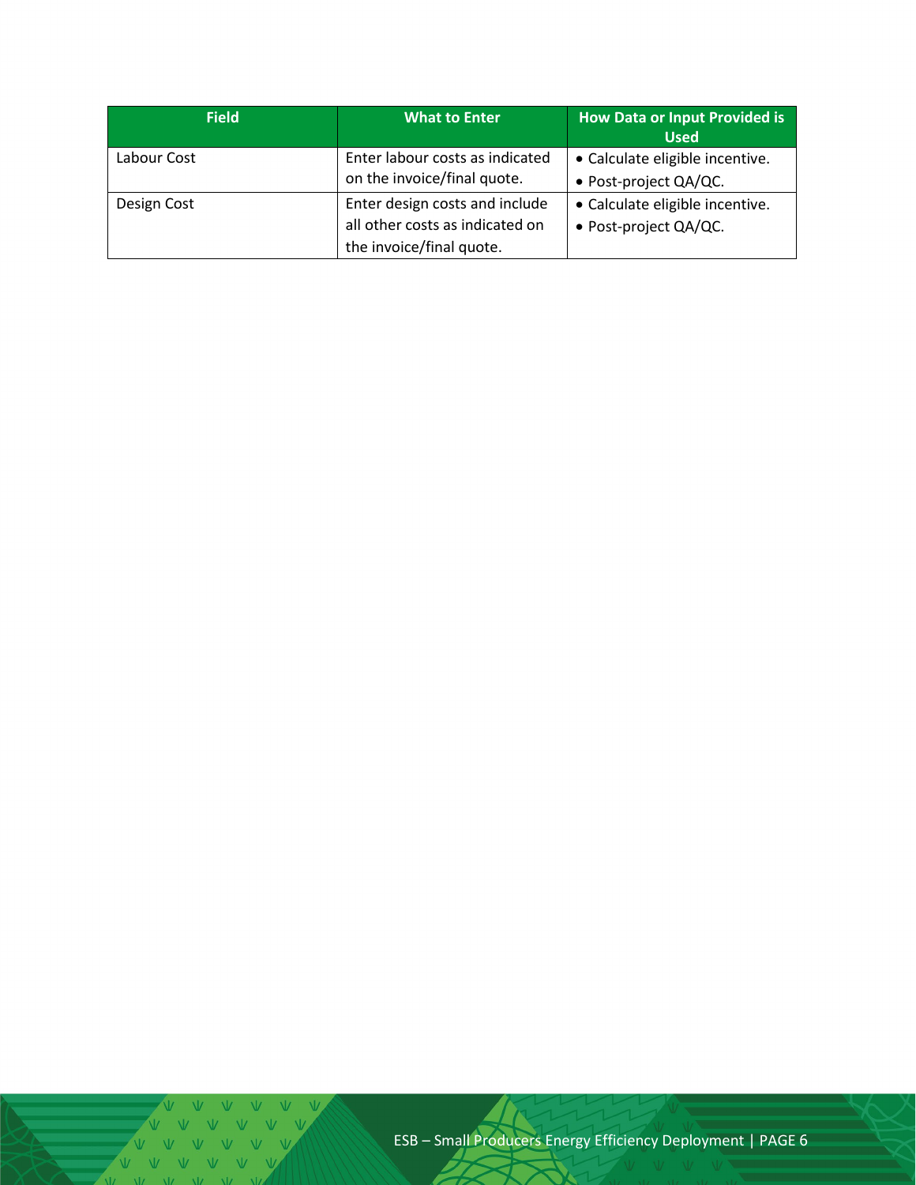| Field | What to Enter | How Data or Input Provided is Used |
|---|---|---|
| Labour Cost | Enter labour costs as indicated on the invoice/final quote. | • Calculate eligible incentive.<br>• Post-project QA/QC. |
| Design Cost | Enter design costs and include all other costs as indicated on the invoice/final quote. | • Calculate eligible incentive.<br>• Post-project QA/QC. |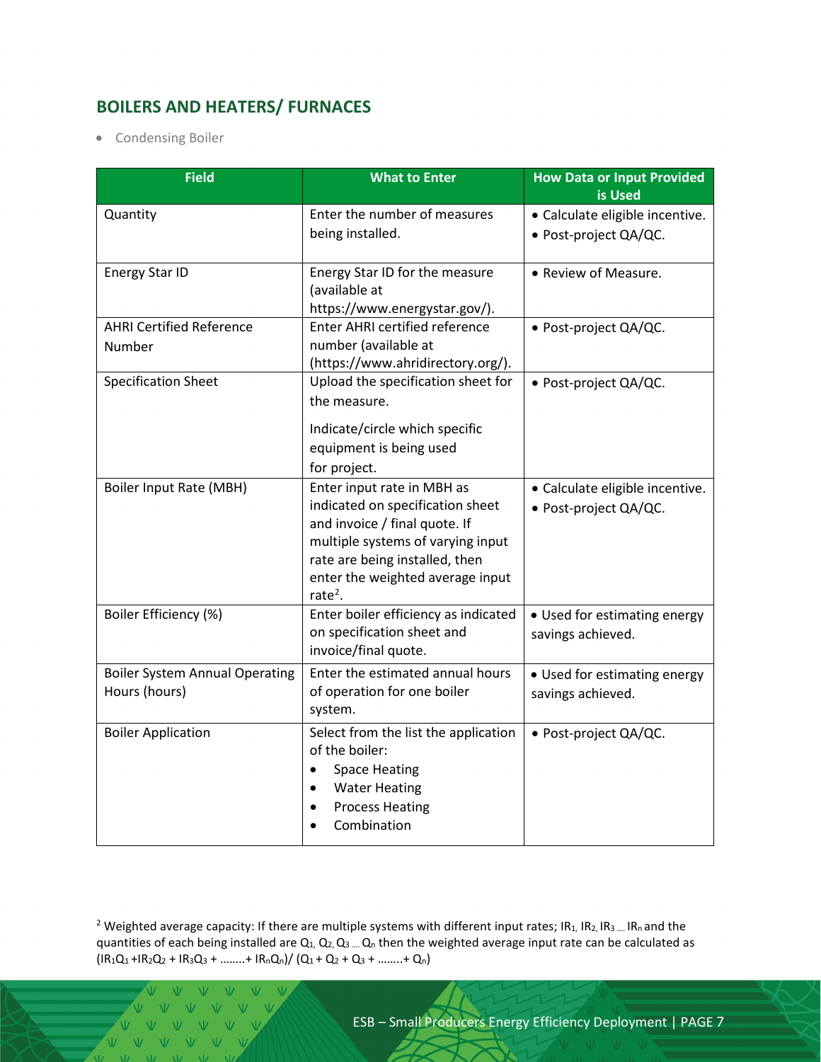## BOILERS AND HEATERS/ FURNACES

- Condensing Boiler

| Field | What to Enter | How Data or Input Provided is Used |
| --- | --- | --- |
| Quantity | Enter the number of measures being installed. | • Calculate eligible incentive.<br>• Post-project QA/QC. |
| Energy Star ID | Energy Star ID for the measure (available at https://www.energystar.gov/). | • Review of Measure. |
| AHRI Certified Reference Number | Enter AHRI certified reference number (available at (https://www.ahridirectory.org/). | • Post-project QA/QC. |
| Specification Sheet | Upload the specification sheet for the measure.<br><br>Indicate/circle which specific equipment is being used for project. | • Post-project QA/QC. |
| Boiler Input Rate (MBH) | Enter input rate in MBH as indicated on specification sheet and invoice / final quote. If multiple systems of varying input rate are being installed, then enter the weighted average input rate[2]. | • Calculate eligible incentive.<br>• Post-project QA/QC. |
| Boiler Efficiency (%) | Enter boiler efficiency as indicated on specification sheet and invoice/final quote. | • Used for estimating energy savings achieved. |
| Boiler System Annual Operating Hours (hours) | Enter the estimated annual hours of operation for one boiler system. | • Used for estimating energy savings achieved. |
| Boiler Application | Select from the list the application of the boiler:<br>• Space Heating<br>• Water Heating<br>• Process Heating<br>• Combination | • Post-project QA/QC. |

[2] Weighted average capacity: If there are multiple systems with different input rates; $IR_1, IR_2, IR_3 \ldots IR_n$ and the quantities of each being installed are $Q_1, Q_2, Q_3 \ldots Q_n$ then the weighted average input rate can be calculated as $(IR_1Q_1 + IR_2Q_2 + IR_3Q_3 + \ldots + IR_nQ_n)/(Q_1 + Q_2 + Q_3 + \ldots + Q_n)$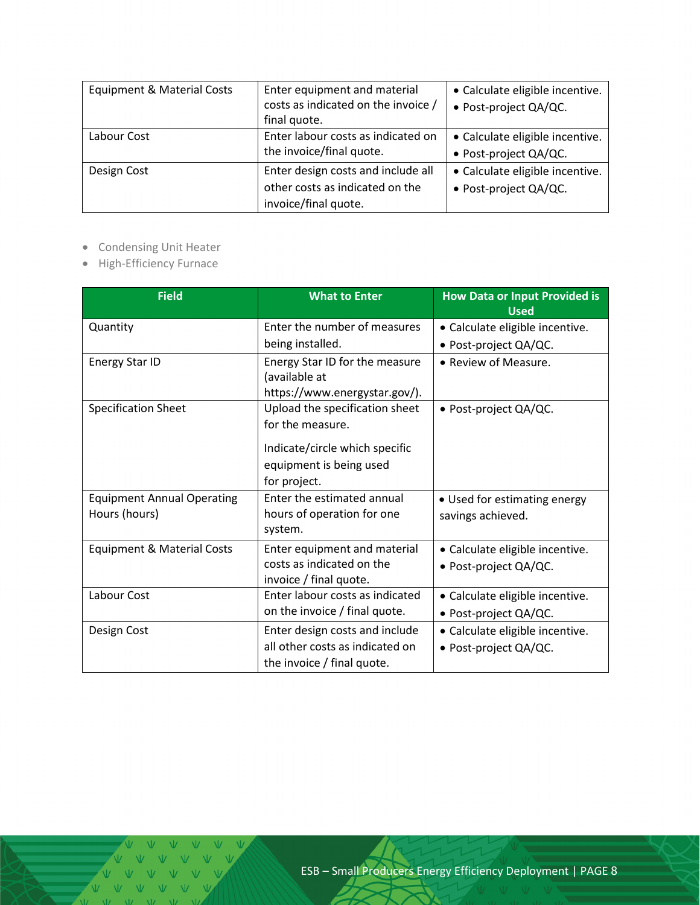| Equipment & Material Costs | Enter equipment and material costs as indicated on the invoice / final quote. | • Calculate eligible incentive.<br>• Post-project QA/QC. |
|---|---|---|
| Labour Cost | Enter labour costs as indicated on the invoice/final quote. | • Calculate eligible incentive.<br>• Post-project QA/QC. |
| Design Cost | Enter design costs and include all other costs as indicated on the invoice/final quote. | • Calculate eligible incentive.<br>• Post-project QA/QC. |

- Condensing Unit Heater
- High-Efficiency Furnace

| Field | What to Enter | How Data or Input Provided is Used |
|---|---|---|
| Quantity | Enter the number of measures being installed. | • Calculate eligible incentive.<br>• Post-project QA/QC. |
| Energy Star ID | Energy Star ID for the measure (available at https://www.energystar.gov/). | • Review of Measure. |
| Specification Sheet | Upload the specification sheet for the measure.<br><br>Indicate/circle which specific equipment is being used for project. | • Post-project QA/QC. |
| Equipment Annual Operating Hours (hours) | Enter the estimated annual hours of operation for one system. | • Used for estimating energy savings achieved. |
| Equipment & Material Costs | Enter equipment and material costs as indicated on the invoice / final quote. | • Calculate eligible incentive.<br>• Post-project QA/QC. |
| Labour Cost | Enter labour costs as indicated on the invoice / final quote. | • Calculate eligible incentive.<br>• Post-project QA/QC. |
| Design Cost | Enter design costs and include all other costs as indicated on the invoice / final quote. | • Calculate eligible incentive.<br>• Post-project QA/QC. |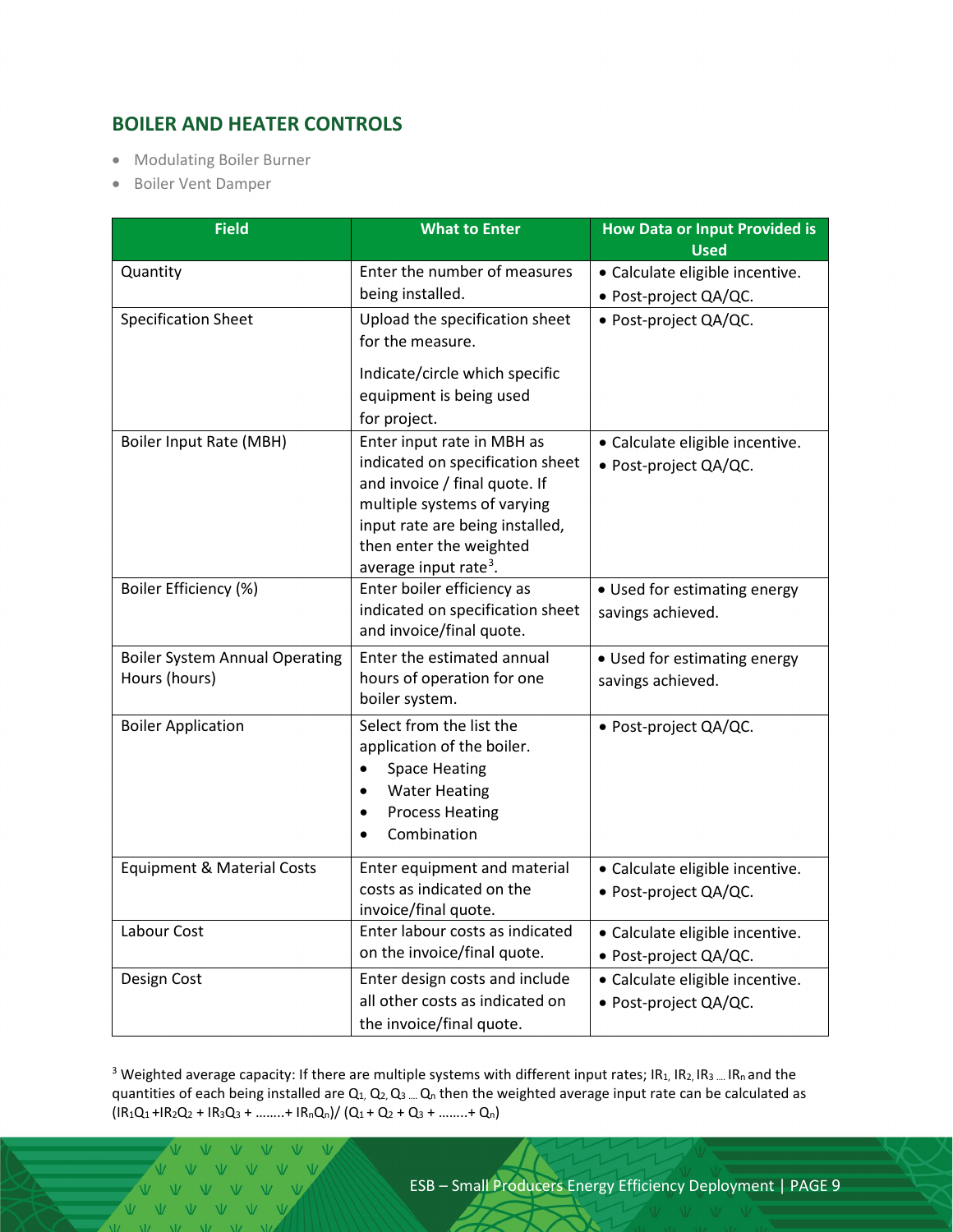## BOILER AND HEATER CONTROLS

- Modulating Boiler Burner
- Boiler Vent Damper

| Field | What to Enter | How Data or Input Provided is Used |
|---|---|---|
| Quantity | Enter the number of measures being installed. | • Calculate eligible incentive.<br>• Post-project QA/QC. |
| Specification Sheet | Upload the specification sheet for the measure.<br><br>Indicate/circle which specific equipment is being used for project. | • Post-project QA/QC. |
| Boiler Input Rate (MBH) | Enter input rate in MBH as indicated on specification sheet and invoice / final quote. If multiple systems of varying input rate are being installed, then enter the weighted average input rate[3]. | • Calculate eligible incentive.<br>• Post-project QA/QC. |
| Boiler Efficiency (%) | Enter boiler efficiency as indicated on specification sheet and invoice/final quote. | • Used for estimating energy savings achieved. |
| Boiler System Annual Operating Hours (hours) | Enter the estimated annual hours of operation for one boiler system. | • Used for estimating energy savings achieved. |
| Boiler Application | Select from the list the application of the boiler.<br>• Space Heating<br>• Water Heating<br>• Process Heating<br>• Combination | • Post-project QA/QC. |
| Equipment & Material Costs | Enter equipment and material costs as indicated on the invoice/final quote. | • Calculate eligible incentive.<br>• Post-project QA/QC. |
| Labour Cost | Enter labour costs as indicated on the invoice/final quote. | • Calculate eligible incentive.<br>• Post-project QA/QC. |
| Design Cost | Enter design costs and include all other costs as indicated on the invoice/final quote. | • Calculate eligible incentive.<br>• Post-project QA/QC. |

[3] Weighted average capacity: If there are multiple systems with different input rates; $IR_1, IR_2, IR_3 \ldots IR_n$ and the quantities of each being installed are $Q_1, Q_2, Q_3 \ldots Q_n$ then the weighted average input rate can be calculated as $(IR_1Q_1 + IR_2Q_2 + IR_3Q_3 + \ldots + IR_nQ_n) / (Q_1 + Q_2 + Q_3 + \ldots + Q_n)$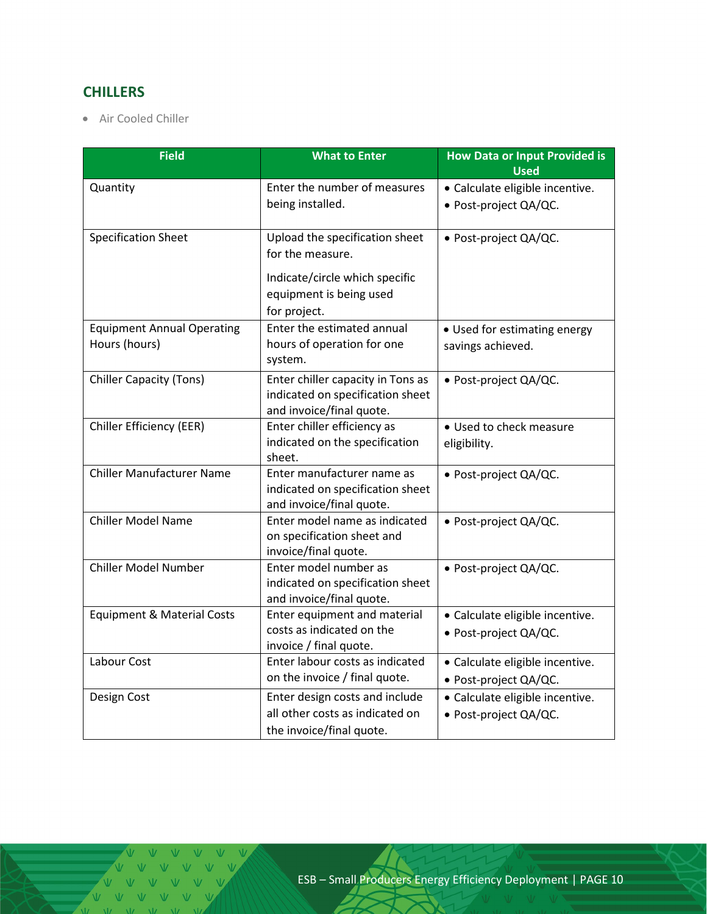## CHILLERS

- Air Cooled Chiller

| Field | What to Enter | How Data or Input Provided is Used |
|---|---|---|
| Quantity | Enter the number of measures being installed. | • Calculate eligible incentive.<br>• Post-project QA/QC. |
| Specification Sheet | Upload the specification sheet for the measure.<br><br>Indicate/circle which specific equipment is being used for project. | • Post-project QA/QC. |
| Equipment Annual Operating Hours (hours) | Enter the estimated annual hours of operation for one system. | • Used for estimating energy savings achieved. |
| Chiller Capacity (Tons) | Enter chiller capacity in Tons as indicated on specification sheet and invoice/final quote. | • Post-project QA/QC. |
| Chiller Efficiency (EER) | Enter chiller efficiency as indicated on the specification sheet. | • Used to check measure eligibility. |
| Chiller Manufacturer Name | Enter manufacturer name as indicated on specification sheet and invoice/final quote. | • Post-project QA/QC. |
| Chiller Model Name | Enter model name as indicated on specification sheet and invoice/final quote. | • Post-project QA/QC. |
| Chiller Model Number | Enter model number as indicated on specification sheet and invoice/final quote. | • Post-project QA/QC. |
| Equipment & Material Costs | Enter equipment and material costs as indicated on the invoice / final quote. | • Calculate eligible incentive.<br>• Post-project QA/QC. |
| Labour Cost | Enter labour costs as indicated on the invoice / final quote. | • Calculate eligible incentive.<br>• Post-project QA/QC. |
| Design Cost | Enter design costs and include all other costs as indicated on the invoice/final quote. | • Calculate eligible incentive.<br>• Post-project QA/QC. |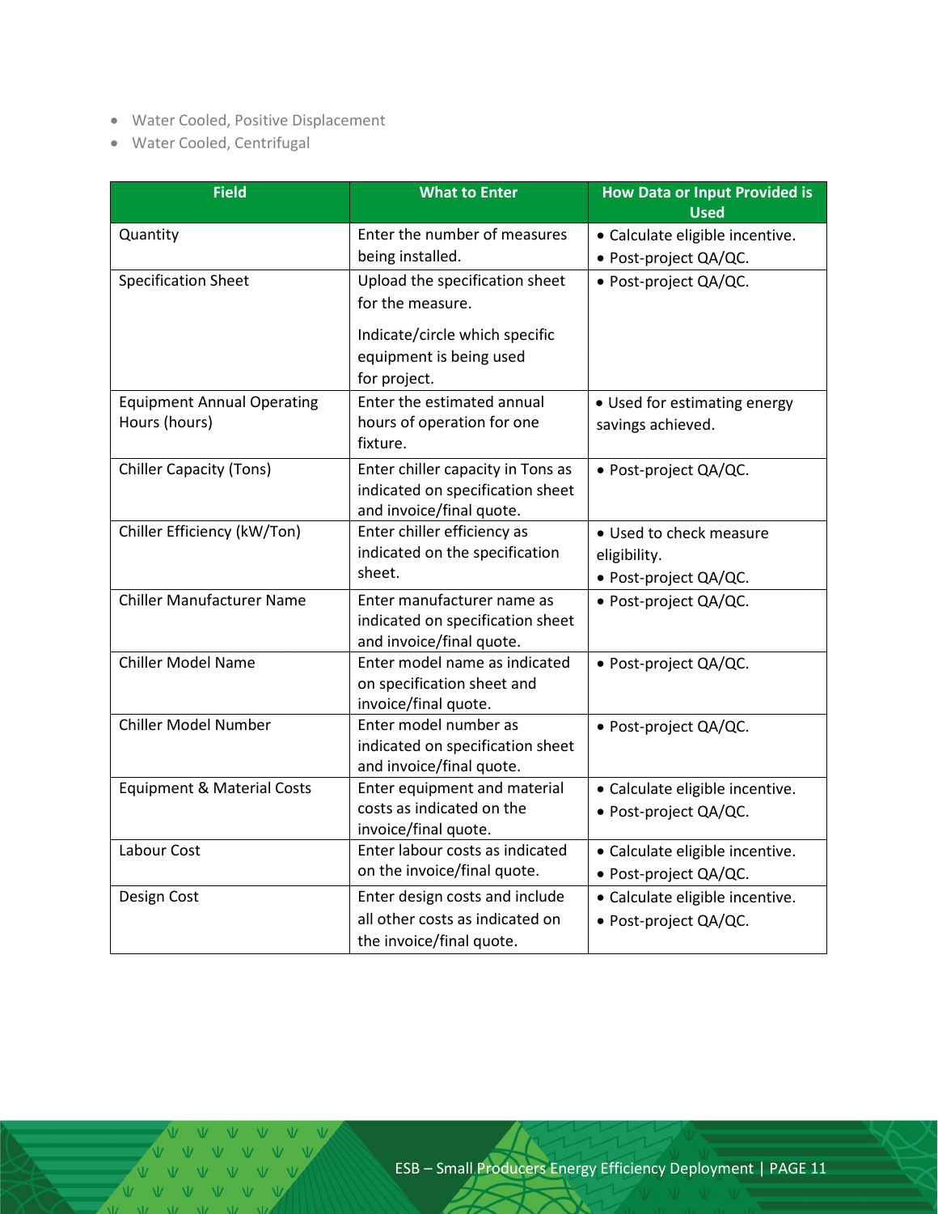- Water Cooled, Positive Displacement
- Water Cooled, Centrifugal

| Field | What to Enter | How Data or Input Provided is Used |
| --- | --- | --- |
| Quantity | Enter the number of measures being installed. | • Calculate eligible incentive.<br>• Post-project QA/QC. |
| Specification Sheet | Upload the specification sheet for the measure.<br><br>Indicate/circle which specific equipment is being used for project. | • Post-project QA/QC. |
| Equipment Annual Operating Hours (hours) | Enter the estimated annual hours of operation for one fixture. | • Used for estimating energy savings achieved. |
| Chiller Capacity (Tons) | Enter chiller capacity in Tons as indicated on specification sheet and invoice/final quote. | • Post-project QA/QC. |
| Chiller Efficiency (kW/Ton) | Enter chiller efficiency as indicated on the specification sheet. | • Used to check measure eligibility.<br>• Post-project QA/QC. |
| Chiller Manufacturer Name | Enter manufacturer name as indicated on specification sheet and invoice/final quote. | • Post-project QA/QC. |
| Chiller Model Name | Enter model name as indicated on specification sheet and invoice/final quote. | • Post-project QA/QC. |
| Chiller Model Number | Enter model number as indicated on specification sheet and invoice/final quote. | • Post-project QA/QC. |
| Equipment & Material Costs | Enter equipment and material costs as indicated on the invoice/final quote. | • Calculate eligible incentive.<br>• Post-project QA/QC. |
| Labour Cost | Enter labour costs as indicated on the invoice/final quote. | • Calculate eligible incentive.<br>• Post-project QA/QC. |
| Design Cost | Enter design costs and include all other costs as indicated on the invoice/final quote. | • Calculate eligible incentive.<br>• Post-project QA/QC. |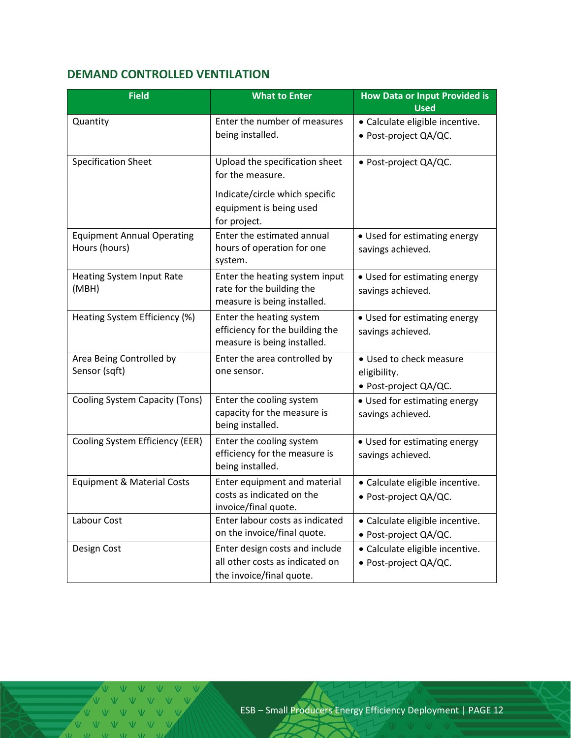## DEMAND CONTROLLED VENTILATION

| Field | What to Enter | How Data or Input Provided is Used |
| --- | --- | --- |
| Quantity | Enter the number of measures being installed. | • Calculate eligible incentive.<br>• Post-project QA/QC. |
| Specification Sheet | Upload the specification sheet for the measure.<br><br>Indicate/circle which specific equipment is being used for project. | • Post-project QA/QC. |
| Equipment Annual Operating Hours (hours) | Enter the estimated annual hours of operation for one system. | • Used for estimating energy savings achieved. |
| Heating System Input Rate (MBH) | Enter the heating system input rate for the building the measure is being installed. | • Used for estimating energy savings achieved. |
| Heating System Efficiency (%) | Enter the heating system efficiency for the building the measure is being installed. | • Used for estimating energy savings achieved. |
| Area Being Controlled by Sensor (sqft) | Enter the area controlled by one sensor. | • Used to check measure eligibility.<br>• Post-project QA/QC. |
| Cooling System Capacity (Tons) | Enter the cooling system capacity for the measure is being installed. | • Used for estimating energy savings achieved. |
| Cooling System Efficiency (EER) | Enter the cooling system efficiency for the measure is being installed. | • Used for estimating energy savings achieved. |
| Equipment & Material Costs | Enter equipment and material costs as indicated on the invoice/final quote. | • Calculate eligible incentive.<br>• Post-project QA/QC. |
| Labour Cost | Enter labour costs as indicated on the invoice/final quote. | • Calculate eligible incentive.<br>• Post-project QA/QC. |
| Design Cost | Enter design costs and include all other costs as indicated on the invoice/final quote. | • Calculate eligible incentive.<br>• Post-project QA/QC. |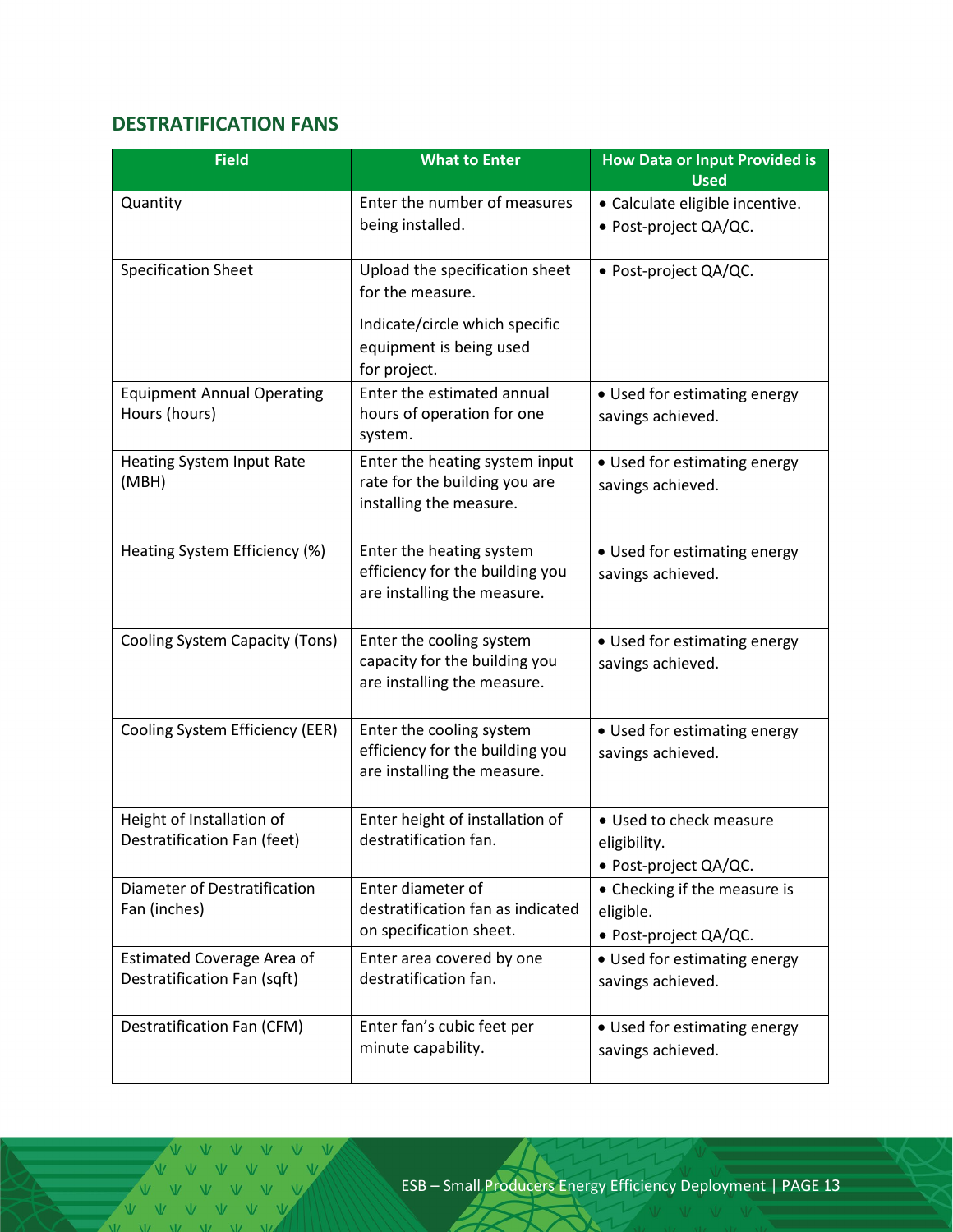## DESTRATIFICATION FANS

| Field | What to Enter | How Data or Input Provided is Used |
|---|---|---|
| Quantity | Enter the number of measures being installed. | • Calculate eligible incentive.<br>• Post-project QA/QC. |
| Specification Sheet | Upload the specification sheet for the measure.<br><br>Indicate/circle which specific equipment is being used for project. | • Post-project QA/QC. |
| Equipment Annual Operating Hours (hours) | Enter the estimated annual hours of operation for one system. | • Used for estimating energy savings achieved. |
| Heating System Input Rate (MBH) | Enter the heating system input rate for the building you are installing the measure. | • Used for estimating energy savings achieved. |
| Heating System Efficiency (%) | Enter the heating system efficiency for the building you are installing the measure. | • Used for estimating energy savings achieved. |
| Cooling System Capacity (Tons) | Enter the cooling system capacity for the building you are installing the measure. | • Used for estimating energy savings achieved. |
| Cooling System Efficiency (EER) | Enter the cooling system efficiency for the building you are installing the measure. | • Used for estimating energy savings achieved. |
| Height of Installation of Destratification Fan (feet) | Enter height of installation of destratification fan. | • Used to check measure eligibility.<br>• Post-project QA/QC. |
| Diameter of Destratification Fan (inches) | Enter diameter of destratification fan as indicated on specification sheet. | • Checking if the measure is eligible.<br>• Post-project QA/QC. |
| Estimated Coverage Area of Destratification Fan (sqft) | Enter area covered by one destratification fan. | • Used for estimating energy savings achieved. |
| Destratification Fan (CFM) | Enter fan's cubic feet per minute capability. | • Used for estimating energy savings achieved. |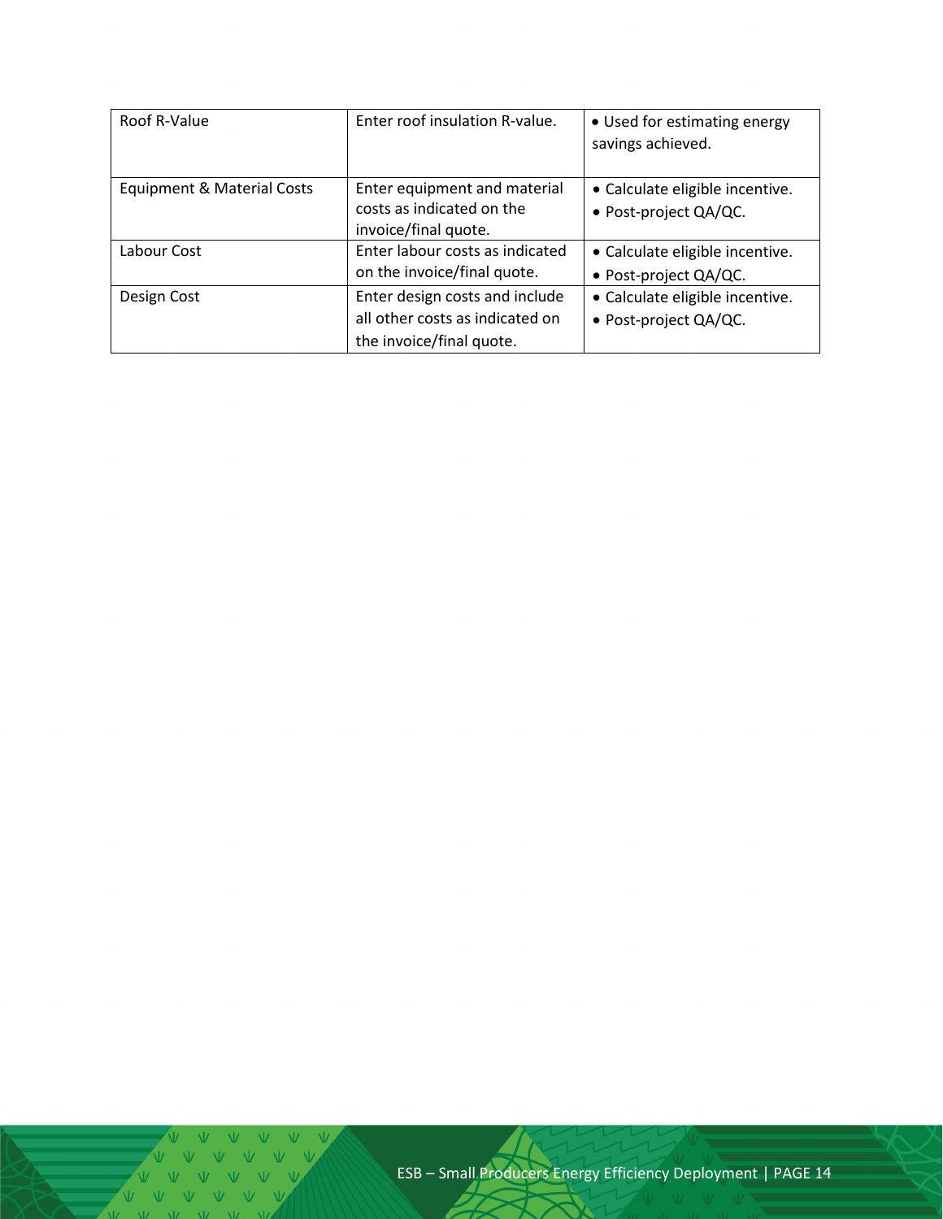| Roof R-Value | Enter roof insulation R-value. | • Used for estimating energy savings achieved. |
|---|---|---|
| Equipment & Material Costs | Enter equipment and material costs as indicated on the invoice/final quote. | • Calculate eligible incentive.<br>• Post-project QA/QC. |
| Labour Cost | Enter labour costs as indicated on the invoice/final quote. | • Calculate eligible incentive.<br>• Post-project QA/QC. |
| Design Cost | Enter design costs and include all other costs as indicated on the invoice/final quote. | • Calculate eligible incentive.<br>• Post-project QA/QC. |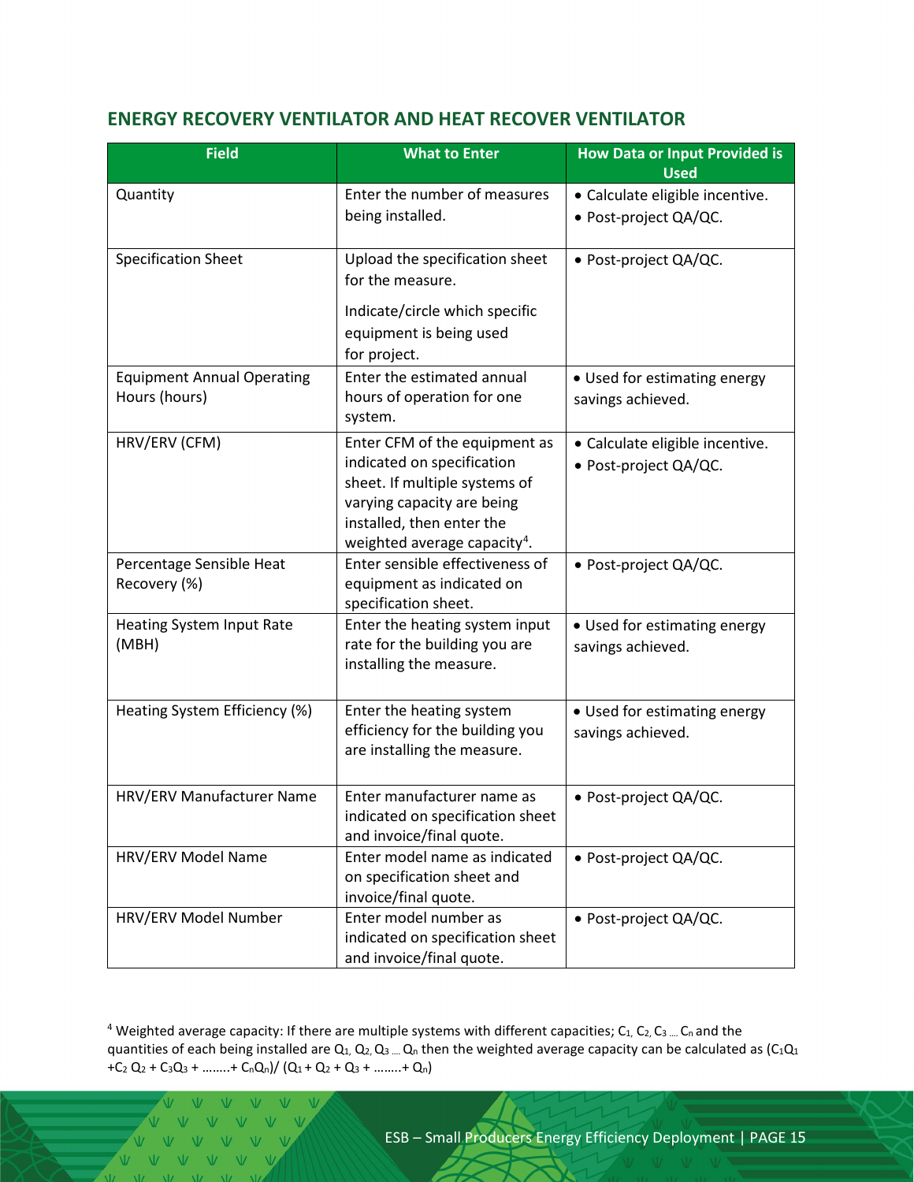## ENERGY RECOVERY VENTILATOR AND HEAT RECOVER VENTILATOR

| Field | What to Enter | How Data or Input Provided is Used |
|---|---|---|
| Quantity | Enter the number of measures being installed. | • Calculate eligible incentive.<br>• Post-project QA/QC. |
| Specification Sheet | Upload the specification sheet for the measure.<br><br>Indicate/circle which specific equipment is being used for project. | • Post-project QA/QC. |
| Equipment Annual Operating Hours (hours) | Enter the estimated annual hours of operation for one system. | • Used for estimating energy savings achieved. |
| HRV/ERV (CFM) | Enter CFM of the equipment as indicated on specification sheet. If multiple systems of varying capacity are being installed, then enter the weighted average capacity[4]. | • Calculate eligible incentive.<br>• Post-project QA/QC. |
| Percentage Sensible Heat Recovery (%) | Enter sensible effectiveness of equipment as indicated on specification sheet. | • Post-project QA/QC. |
| Heating System Input Rate (MBH) | Enter the heating system input rate for the building you are installing the measure. | • Used for estimating energy savings achieved. |
| Heating System Efficiency (%) | Enter the heating system efficiency for the building you are installing the measure. | • Used for estimating energy savings achieved. |
| HRV/ERV Manufacturer Name | Enter manufacturer name as indicated on specification sheet and invoice/final quote. | • Post-project QA/QC. |
| HRV/ERV Model Name | Enter model name as indicated on specification sheet and invoice/final quote. | • Post-project QA/QC. |
| HRV/ERV Model Number | Enter model number as indicated on specification sheet and invoice/final quote. | • Post-project QA/QC. |

[4] Weighted average capacity: If there are multiple systems with different capacities; $C_1, C_2, C_3 \ldots C_n$ and the quantities of each being installed are $Q_1, Q_2, Q_3 \ldots Q_n$ then the weighted average capacity can be calculated as $(C_1Q_1 + C_2Q_2 + C_3Q_3 + \ldots + C_nQ_n) / (Q_1 + Q_2 + Q_3 + \ldots + Q_n)$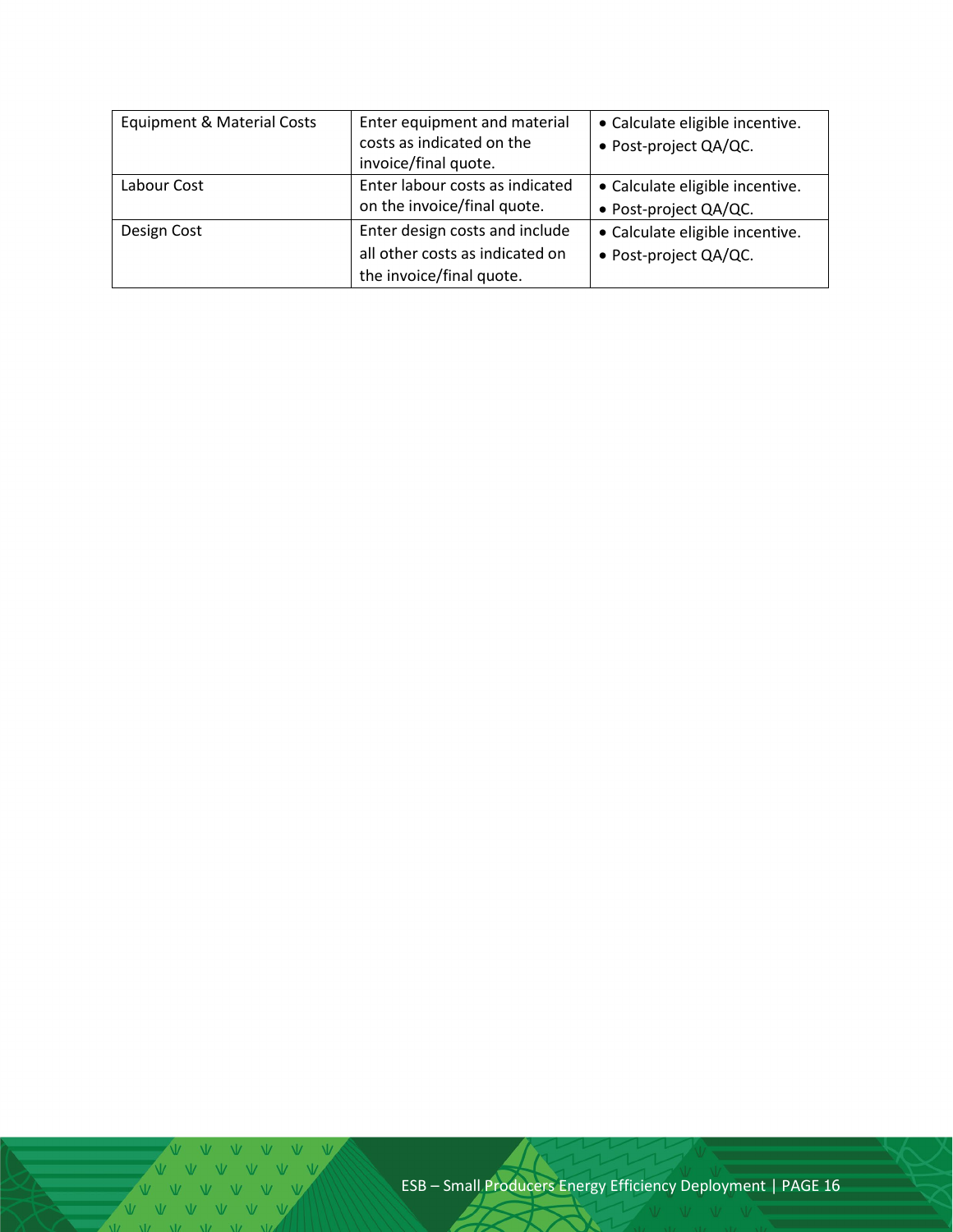| Equipment & Material Costs | Enter equipment and material costs as indicated on the invoice/final quote. | • Calculate eligible incentive.<br>• Post-project QA/QC. |
|---|---|---|
| Labour Cost | Enter labour costs as indicated on the invoice/final quote. | • Calculate eligible incentive.<br>• Post-project QA/QC. |
| Design Cost | Enter design costs and include all other costs as indicated on the invoice/final quote. | • Calculate eligible incentive.<br>• Post-project QA/QC. |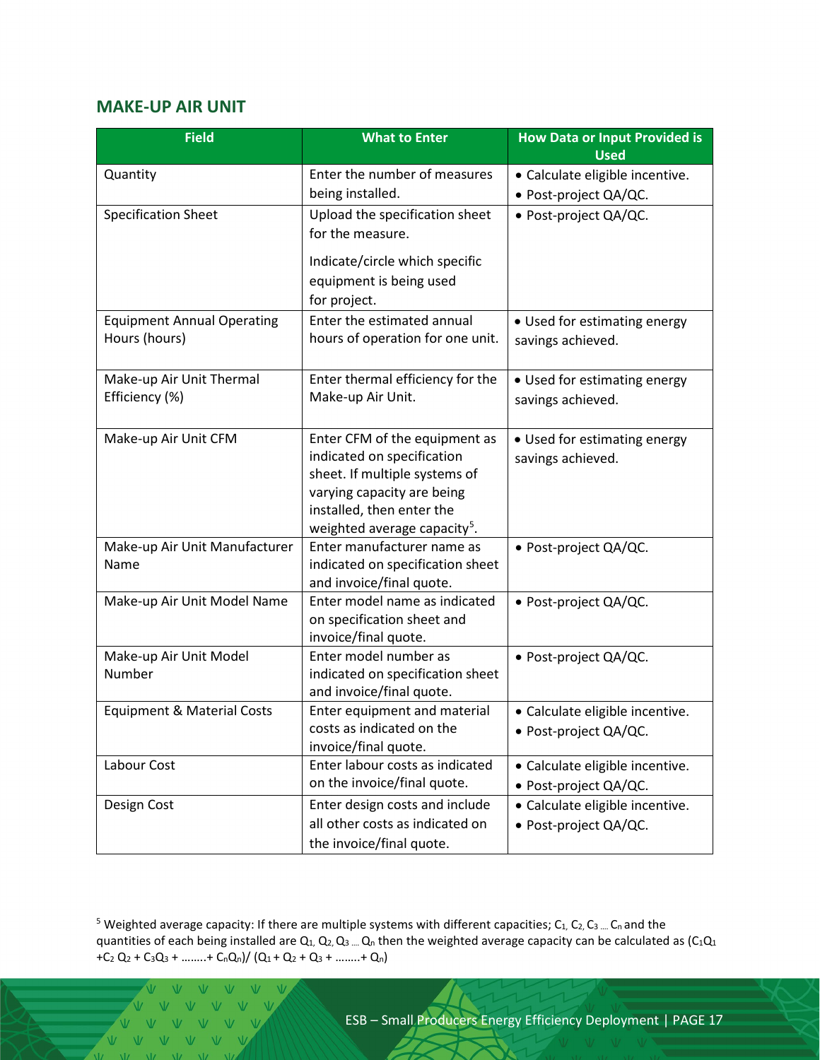## MAKE-UP AIR UNIT

| Field | What to Enter | How Data or Input Provided is Used |
|---|---|---|
| Quantity | Enter the number of measures being installed. | • Calculate eligible incentive.<br>• Post-project QA/QC. |
| Specification Sheet | Upload the specification sheet for the measure.<br><br>Indicate/circle which specific equipment is being used for project. | • Post-project QA/QC. |
| Equipment Annual Operating Hours (hours) | Enter the estimated annual hours of operation for one unit. | • Used for estimating energy savings achieved. |
| Make-up Air Unit Thermal Efficiency (%) | Enter thermal efficiency for the Make-up Air Unit. | • Used for estimating energy savings achieved. |
| Make-up Air Unit CFM | Enter CFM of the equipment as indicated on specification sheet. If multiple systems of varying capacity are being installed, then enter the weighted average capacity[5]. | • Used for estimating energy savings achieved. |
| Make-up Air Unit Manufacturer Name | Enter manufacturer name as indicated on specification sheet and invoice/final quote. | • Post-project QA/QC. |
| Make-up Air Unit Model Name | Enter model name as indicated on specification sheet and invoice/final quote. | • Post-project QA/QC. |
| Make-up Air Unit Model Number | Enter model number as indicated on specification sheet and invoice/final quote. | • Post-project QA/QC. |
| Equipment & Material Costs | Enter equipment and material costs as indicated on the invoice/final quote. | • Calculate eligible incentive.<br>• Post-project QA/QC. |
| Labour Cost | Enter labour costs as indicated on the invoice/final quote. | • Calculate eligible incentive.<br>• Post-project QA/QC. |
| Design Cost | Enter design costs and include all other costs as indicated on the invoice/final quote. | • Calculate eligible incentive.<br>• Post-project QA/QC. |

[5] Weighted average capacity: If there are multiple systems with different capacities; $C_1, C_2, C_3 \dots C_n$ and the quantities of each being installed are $Q_1, Q_2, Q_3 \dots Q_n$ then the weighted average capacity can be calculated as $(C_1Q_1 + C_2Q_2 + C_3Q_3 + \dots + C_nQ_n) / (Q_1 + Q_2 + Q_3 + \dots + Q_n)$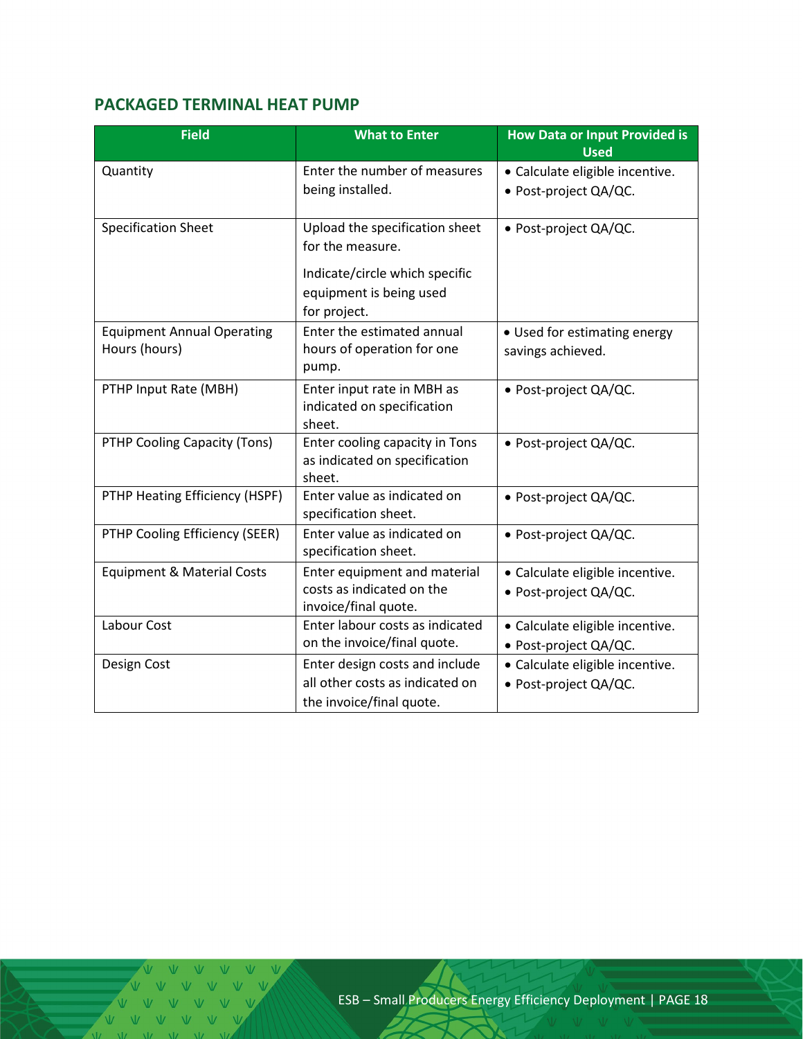## PACKAGED TERMINAL HEAT PUMP

| Field | What to Enter | How Data or Input Provided is Used |
|---|---|---|
| Quantity | Enter the number of measures being installed. | • Calculate eligible incentive.<br>• Post-project QA/QC. |
| Specification Sheet | Upload the specification sheet for the measure.<br><br>Indicate/circle which specific equipment is being used for project. | • Post-project QA/QC. |
| Equipment Annual Operating Hours (hours) | Enter the estimated annual hours of operation for one pump. | • Used for estimating energy savings achieved. |
| PTHP Input Rate (MBH) | Enter input rate in MBH as indicated on specification sheet. | • Post-project QA/QC. |
| PTHP Cooling Capacity (Tons) | Enter cooling capacity in Tons as indicated on specification sheet. | • Post-project QA/QC. |
| PTHP Heating Efficiency (HSPF) | Enter value as indicated on specification sheet. | • Post-project QA/QC. |
| PTHP Cooling Efficiency (SEER) | Enter value as indicated on specification sheet. | • Post-project QA/QC. |
| Equipment & Material Costs | Enter equipment and material costs as indicated on the invoice/final quote. | • Calculate eligible incentive.<br>• Post-project QA/QC. |
| Labour Cost | Enter labour costs as indicated on the invoice/final quote. | • Calculate eligible incentive.<br>• Post-project QA/QC. |
| Design Cost | Enter design costs and include all other costs as indicated on the invoice/final quote. | • Calculate eligible incentive.<br>• Post-project QA/QC. |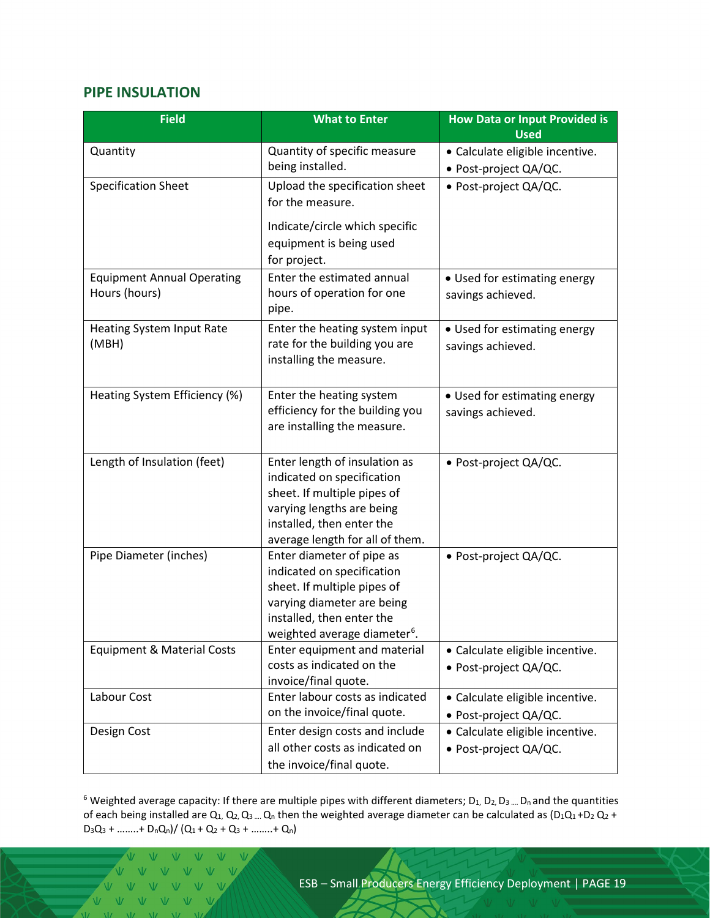## PIPE INSULATION

| Field | What to Enter | How Data or Input Provided is Used |
|---|---|---|
| Quantity | Quantity of specific measure being installed. | • Calculate eligible incentive.<br>• Post-project QA/QC. |
| Specification Sheet | Upload the specification sheet for the measure.<br><br>Indicate/circle which specific equipment is being used for project. | • Post-project QA/QC. |
| Equipment Annual Operating Hours (hours) | Enter the estimated annual hours of operation for one pipe. | • Used for estimating energy savings achieved. |
| Heating System Input Rate (MBH) | Enter the heating system input rate for the building you are installing the measure. | • Used for estimating energy savings achieved. |
| Heating System Efficiency (%) | Enter the heating system efficiency for the building you are installing the measure. | • Used for estimating energy savings achieved. |
| Length of Insulation (feet) | Enter length of insulation as indicated on specification sheet. If multiple pipes of varying lengths are being installed, then enter the average length for all of them. | • Post-project QA/QC. |
| Pipe Diameter (inches) | Enter diameter of pipe as indicated on specification sheet. If multiple pipes of varying diameter are being installed, then enter the weighted average diameter[6]. | • Post-project QA/QC. |
| Equipment & Material Costs | Enter equipment and material costs as indicated on the invoice/final quote. | • Calculate eligible incentive.<br>• Post-project QA/QC. |
| Labour Cost | Enter labour costs as indicated on the invoice/final quote. | • Calculate eligible incentive.<br>• Post-project QA/QC. |
| Design Cost | Enter design costs and include all other costs as indicated on the invoice/final quote. | • Calculate eligible incentive.<br>• Post-project QA/QC. |

[6] Weighted average capacity: If there are multiple pipes with different diameters; $D_1, D_2, D_3 \ldots D_n$ and the quantities of each being installed are $Q_1, Q_2, Q_3 \ldots Q_n$ then the weighted average diameter can be calculated as $(D_1Q_1 + D_2Q_2 + D_3Q_3 + \ldots + D_nQ_n) / (Q_1 + Q_2 + Q_3 + \ldots + Q_n)$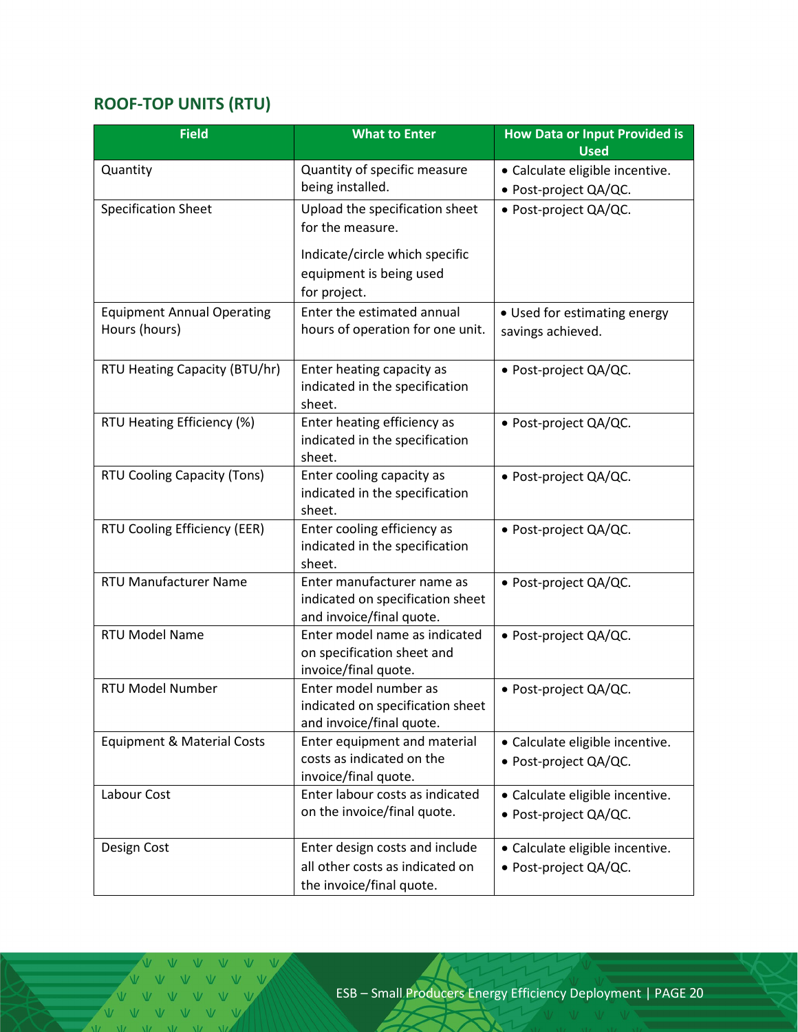## ROOF-TOP UNITS (RTU)

| Field | What to Enter | How Data or Input Provided is Used |
|---|---|---|
| Quantity | Quantity of specific measure being installed. | • Calculate eligible incentive.<br>• Post-project QA/QC. |
| Specification Sheet | Upload the specification sheet for the measure.<br><br>Indicate/circle which specific equipment is being used for project. | • Post-project QA/QC. |
| Equipment Annual Operating Hours (hours) | Enter the estimated annual hours of operation for one unit. | • Used for estimating energy savings achieved. |
| RTU Heating Capacity (BTU/hr) | Enter heating capacity as indicated in the specification sheet. | • Post-project QA/QC. |
| RTU Heating Efficiency (%) | Enter heating efficiency as indicated in the specification sheet. | • Post-project QA/QC. |
| RTU Cooling Capacity (Tons) | Enter cooling capacity as indicated in the specification sheet. | • Post-project QA/QC. |
| RTU Cooling Efficiency (EER) | Enter cooling efficiency as indicated in the specification sheet. | • Post-project QA/QC. |
| RTU Manufacturer Name | Enter manufacturer name as indicated on specification sheet and invoice/final quote. | • Post-project QA/QC. |
| RTU Model Name | Enter model name as indicated on specification sheet and invoice/final quote. | • Post-project QA/QC. |
| RTU Model Number | Enter model number as indicated on specification sheet and invoice/final quote. | • Post-project QA/QC. |
| Equipment & Material Costs | Enter equipment and material costs as indicated on the invoice/final quote. | • Calculate eligible incentive.<br>• Post-project QA/QC. |
| Labour Cost | Enter labour costs as indicated on the invoice/final quote. | • Calculate eligible incentive.<br>• Post-project QA/QC. |
| Design Cost | Enter design costs and include all other costs as indicated on the invoice/final quote. | • Calculate eligible incentive.<br>• Post-project QA/QC. |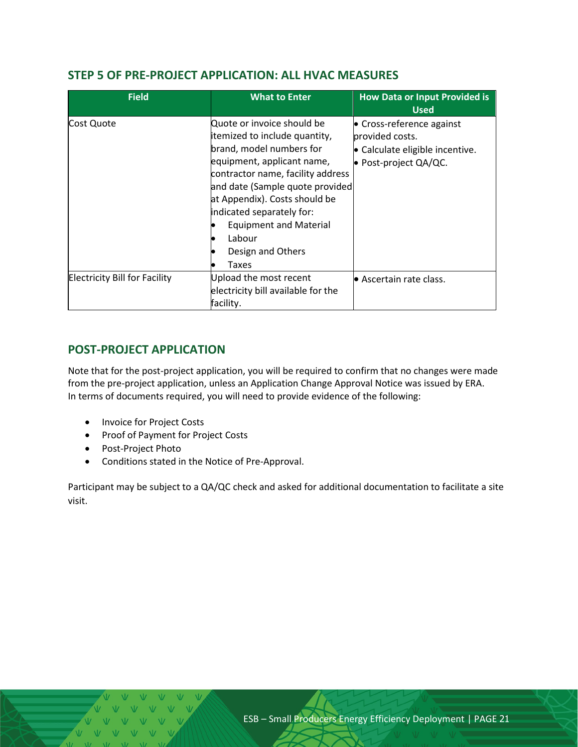## STEP 5 OF PRE-PROJECT APPLICATION: ALL HVAC MEASURES

| Field | What to Enter | How Data or Input Provided is Used |
|---|---|---|
| Cost Quote | Quote or invoice should be itemized to include quantity, brand, model numbers for equipment, applicant name, contractor name, facility address and date (Sample quote provided at Appendix). Costs should be indicated separately for:<br>• Equipment and Material<br>• Labour<br>• Design and Others<br>• Taxes | • Cross-reference against provided costs.<br>• Calculate eligible incentive.<br>• Post-project QA/QC. |
| Electricity Bill for Facility | Upload the most recent electricity bill available for the facility. | • Ascertain rate class. |

## POST-PROJECT APPLICATION

Note that for the post-project application, you will be required to confirm that no changes were made from the pre-project application, unless an Application Change Approval Notice was issued by ERA. In terms of documents required, you will need to provide evidence of the following:

- Invoice for Project Costs
- Proof of Payment for Project Costs
- Post-Project Photo
- Conditions stated in the Notice of Pre-Approval.

Participant may be subject to a QA/QC check and asked for additional documentation to facilitate a site visit.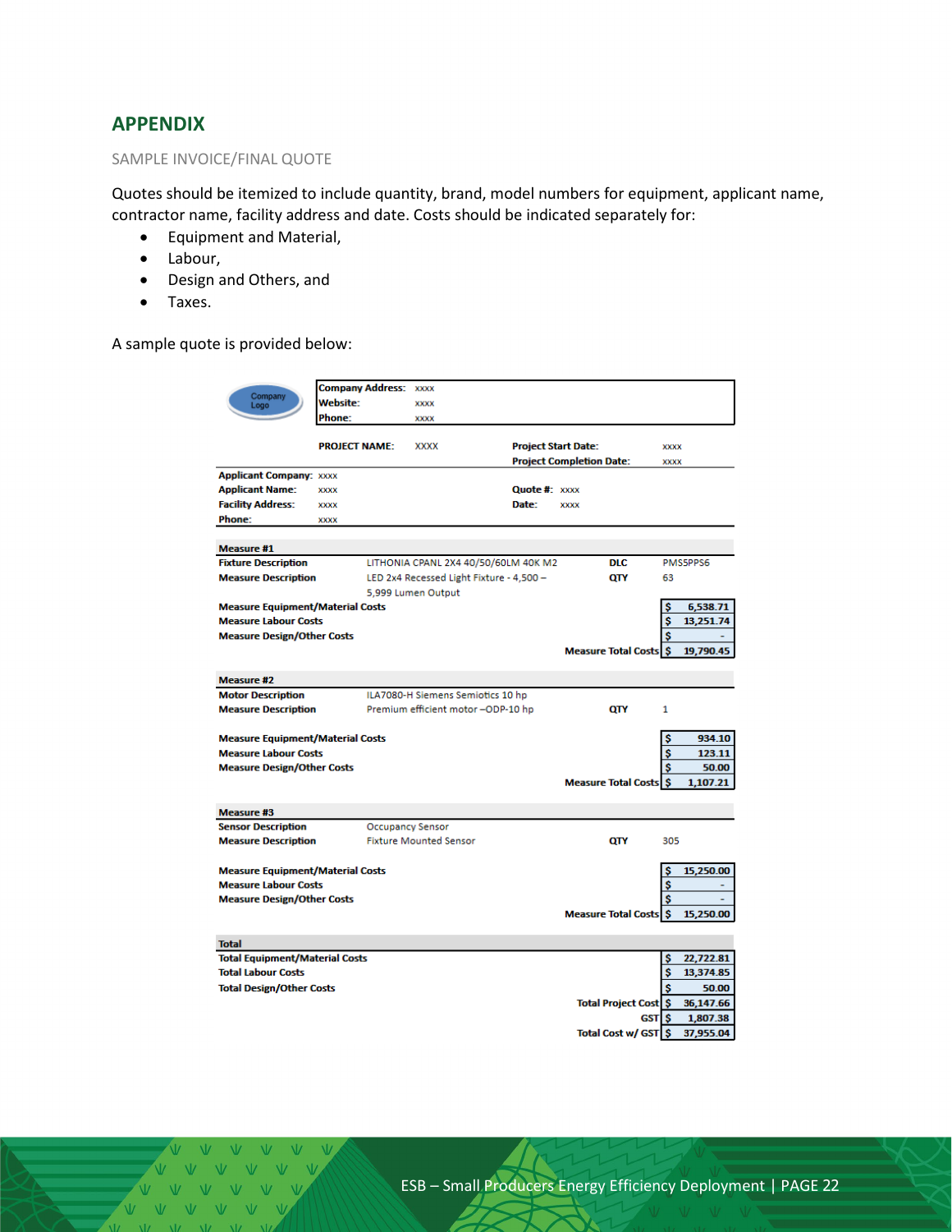## APPENDIX

SAMPLE INVOICE/FINAL QUOTE

Quotes should be itemized to include quantity, brand, model numbers for equipment, applicant name, contractor name, facility address and date. Costs should be indicated separately for:

- Equipment and Material,
- Labour,
- Design and Others, and
- Taxes.

A sample quote is provided below:

Company Logo

| | |
|---|---|
| **Company Address:** | xxxx |
| **Website:** | xxxx |
| **Phone:** | xxxx |

**PROJECT NAME:** XXXX

**Project Start Date:** xxxx

**Project Completion Date:** xxxx

| | | | |
|---|---|---|---|
| **Applicant Company:** | xxxx | | |
| **Applicant Name:** | xxxx | **Quote #:** | xxxx |
| **Facility Address:** | xxxx | **Date:** | xxxx |
| **Phone:** | xxxx | | |

| | | | | |
|---|---|---|---|---|
| **Measure #1** | | | | |
| **Fixture Description** | LITHONIA CPANL 2X4 40/50/60LM 40K M2 | **DLC** | PMS5PPS6 | |
| **Measure Description** | LED 2x4 Recessed Light Fixture - 4,500 – 5,999 Lumen Output | **QTY** | 63 | |
| **Measure Equipment/Material Costs** | | | | $ 6,538.71 |
| **Measure Labour Costs** | | | | $ 13,251.74 |
| **Measure Design/Other Costs** | | | | $ - |
| | | | **Measure Total Costs** | $ 19,790.45 |
| **Measure #2** | | | | |
| **Motor Description** | ILA7080-H Siemens Semiotics 10 hp | | | |
| **Measure Description** | Premium efficient motor –ODP-10 hp | **QTY** | 1 | |
| **Measure Equipment/Material Costs** | | | | $ 934.10 |
| **Measure Labour Costs** | | | | $ 123.11 |
| **Measure Design/Other Costs** | | | | $ 50.00 |
| | | | **Measure Total Costs** | $ 1,107.21 |
| **Measure #3** | | | | |
| **Sensor Description** | Occupancy Sensor | | | |
| **Measure Description** | Fixture Mounted Sensor | **QTY** | 305 | |
| **Measure Equipment/Material Costs** | | | | $ 15,250.00 |
| **Measure Labour Costs** | | | | $ - |
| **Measure Design/Other Costs** | | | | $ - |
| | | | **Measure Total Costs** | $ 15,250.00 |
| **Total** | | | | |
| **Total Equipment/Material Costs** | | | | $ 22,722.81 |
| **Total Labour Costs** | | | | $ 13,374.85 |
| **Total Design/Other Costs** | | | | $ 50.00 |
| | | | **Total Project Cost** | $ 36,147.66 |
| | | | **GST** | $ 1,807.38 |
| | | | **Total Cost w/ GST** | $ 37,955.04 |